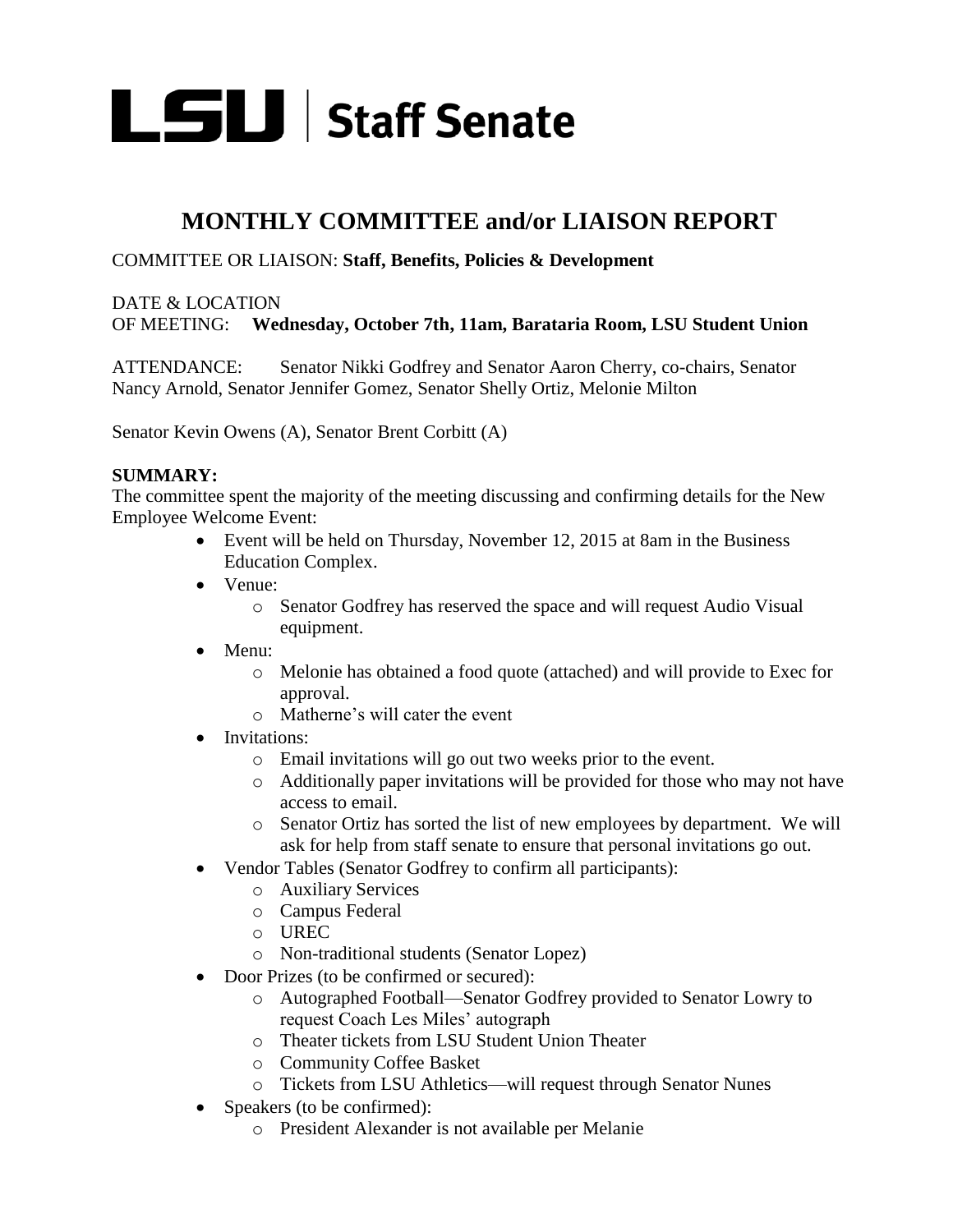# LSU | Staff Senate

## MONTHLY COMMITTEE and/or LIAISON REPORT

COMMITTEE OR LIAISON: **Staff, Benefits, Policies & Development**

DATE & LOCATION
OF MEETING: **Wednesday, October 7th, 11am, Barataria Room, LSU Student Union**

ATTENDANCE: Senator Nikki Godfrey and Senator Aaron Cherry, co-chairs, Senator Nancy Arnold, Senator Jennifer Gomez, Senator Shelly Ortiz, Melonie Milton

Senator Kevin Owens (A), Senator Brent Corbitt (A)

**SUMMARY:**
The committee spent the majority of the meeting discussing and confirming details for the New Employee Welcome Event:

- Event will be held on Thursday, November 12, 2015 at 8am in the Business Education Complex.
- Venue:
    - Senator Godfrey has reserved the space and will request Audio Visual equipment.
- Menu:
    - Melonie has obtained a food quote (attached) and will provide to Exec for approval.
    - Matherne's will cater the event
- Invitations:
    - Email invitations will go out two weeks prior to the event.
    - Additionally paper invitations will be provided for those who may not have access to email.
    - Senator Ortiz has sorted the list of new employees by department. We will ask for help from staff senate to ensure that personal invitations go out.
- Vendor Tables (Senator Godfrey to confirm all participants):
    - Auxiliary Services
    - Campus Federal
    - UREC
    - Non-traditional students (Senator Lopez)
- Door Prizes (to be confirmed or secured):
    - Autographed Football—Senator Godfrey provided to Senator Lowry to request Coach Les Miles' autograph
    - Theater tickets from LSU Student Union Theater
    - Community Coffee Basket
    - Tickets from LSU Athletics—will request through Senator Nunes
- Speakers (to be confirmed):
    - President Alexander is not available per Melanie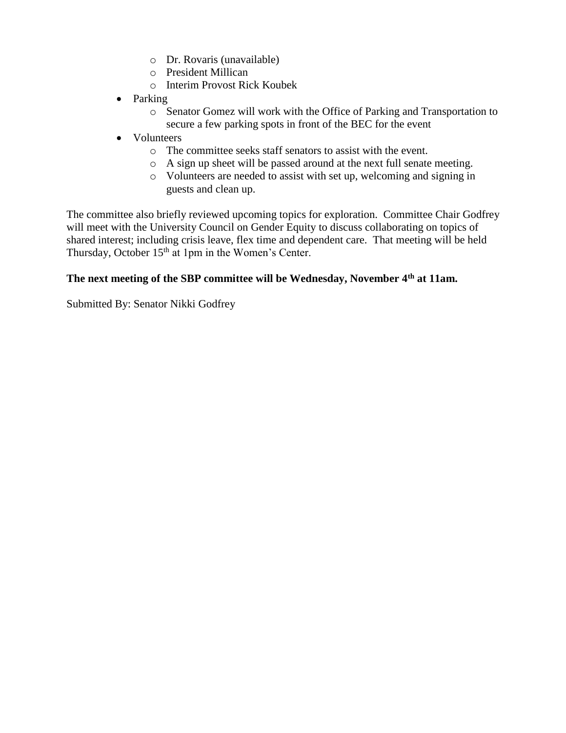- Dr. Rovaris (unavailable)
  - President Millican
  - Interim Provost Rick Koubek
- Parking
  - Senator Gomez will work with the Office of Parking and Transportation to secure a few parking spots in front of the BEC for the event
- Volunteers
  - The committee seeks staff senators to assist with the event.
  - A sign up sheet will be passed around at the next full senate meeting.
  - Volunteers are needed to assist with set up, welcoming and signing in guests and clean up.

The committee also briefly reviewed upcoming topics for exploration. Committee Chair Godfrey will meet with the University Council on Gender Equity to discuss collaborating on topics of shared interest; including crisis leave, flex time and dependent care. That meeting will be held Thursday, October 15th at 1pm in the Women's Center.

**The next meeting of the SBP committee will be Wednesday, November 4th at 11am.**

Submitted By: Senator Nikki Godfrey